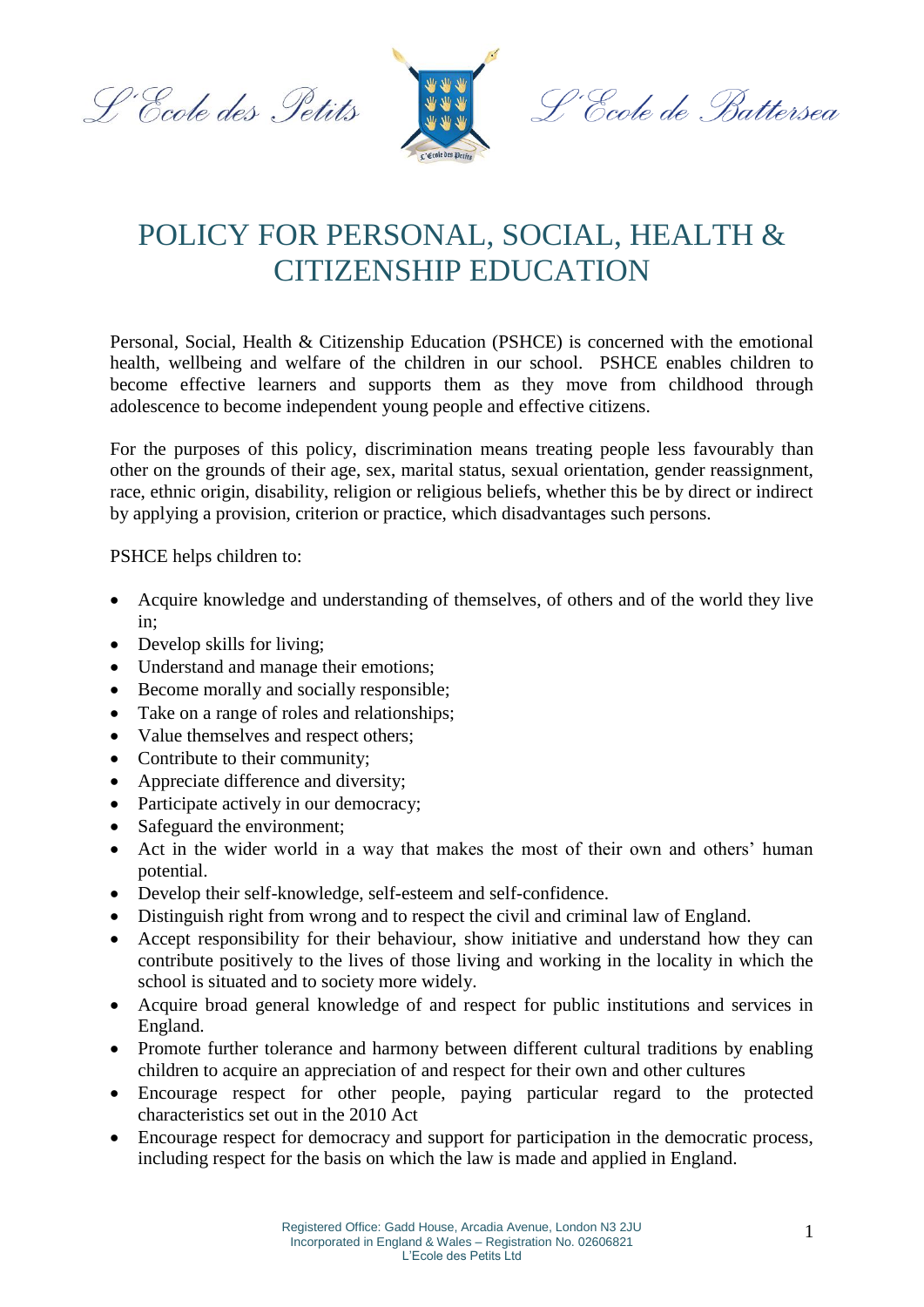L'Ecole des Petits L'Ecole de Battersea

# POLICY FOR PERSONAL, SOCIAL, HEALTH & CITIZENSHIP EDUCATION

Personal, Social, Health & Citizenship Education (PSHCE) is concerned with the emotional health, wellbeing and welfare of the children in our school. PSHCE enables children to become effective learners and supports them as they move from childhood through adolescence to become independent young people and effective citizens.

For the purposes of this policy, discrimination means treating people less favourably than other on the grounds of their age, sex, marital status, sexual orientation, gender reassignment, race, ethnic origin, disability, religion or religious beliefs, whether this be by direct or indirect by applying a provision, criterion or practice, which disadvantages such persons.

PSHCE helps children to:

- Acquire knowledge and understanding of themselves, of others and of the world they live in;
- Develop skills for living;
- Understand and manage their emotions;
- Become morally and socially responsible;
- Take on a range of roles and relationships;
- Value themselves and respect others;
- Contribute to their community;
- Appreciate difference and diversity;
- Participate actively in our democracy;
- Safeguard the environment;
- Act in the wider world in a way that makes the most of their own and others' human potential.
- Develop their self-knowledge, self-esteem and self-confidence.
- Distinguish right from wrong and to respect the civil and criminal law of England.
- Accept responsibility for their behaviour, show initiative and understand how they can contribute positively to the lives of those living and working in the locality in which the school is situated and to society more widely.
- Acquire broad general knowledge of and respect for public institutions and services in England.
- Promote further tolerance and harmony between different cultural traditions by enabling children to acquire an appreciation of and respect for their own and other cultures
- Encourage respect for other people, paying particular regard to the protected characteristics set out in the 2010 Act
- Encourage respect for democracy and support for participation in the democratic process, including respect for the basis on which the law is made and applied in England.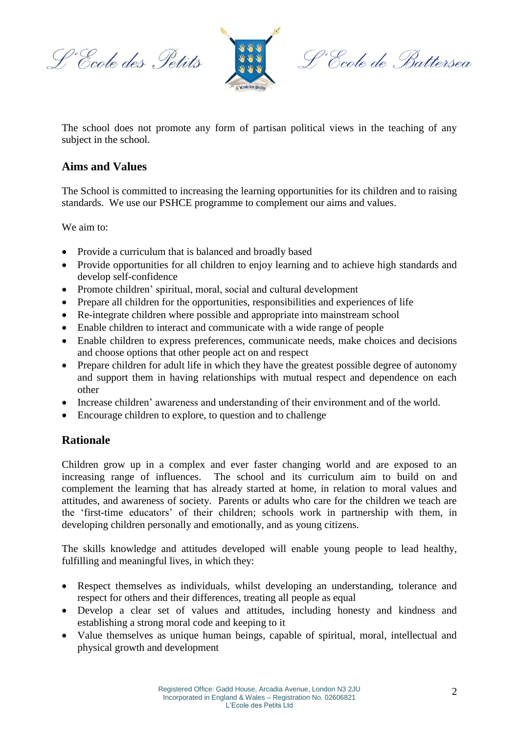The school does not promote any form of partisan political views in the teaching of any subject in the school.

## Aims and Values

The School is committed to increasing the learning opportunities for its children and to raising standards. We use our PSHCE programme to complement our aims and values.

We aim to:

- Provide a curriculum that is balanced and broadly based
- Provide opportunities for all children to enjoy learning and to achieve high standards and develop self-confidence
- Promote children' spiritual, moral, social and cultural development
- Prepare all children for the opportunities, responsibilities and experiences of life
- Re-integrate children where possible and appropriate into mainstream school
- Enable children to interact and communicate with a wide range of people
- Enable children to express preferences, communicate needs, make choices and decisions and choose options that other people act on and respect
- Prepare children for adult life in which they have the greatest possible degree of autonomy and support them in having relationships with mutual respect and dependence on each other
- Increase children' awareness and understanding of their environment and of the world.
- Encourage children to explore, to question and to challenge

## Rationale

Children grow up in a complex and ever faster changing world and are exposed to an increasing range of influences. The school and its curriculum aim to build on and complement the learning that has already started at home, in relation to moral values and attitudes, and awareness of society. Parents or adults who care for the children we teach are the 'first-time educators' of their children; schools work in partnership with them, in developing children personally and emotionally, and as young citizens.

The skills knowledge and attitudes developed will enable young people to lead healthy, fulfilling and meaningful lives, in which they:

- Respect themselves as individuals, whilst developing an understanding, tolerance and respect for others and their differences, treating all people as equal
- Develop a clear set of values and attitudes, including honesty and kindness and establishing a strong moral code and keeping to it
- Value themselves as unique human beings, capable of spiritual, moral, intellectual and physical growth and development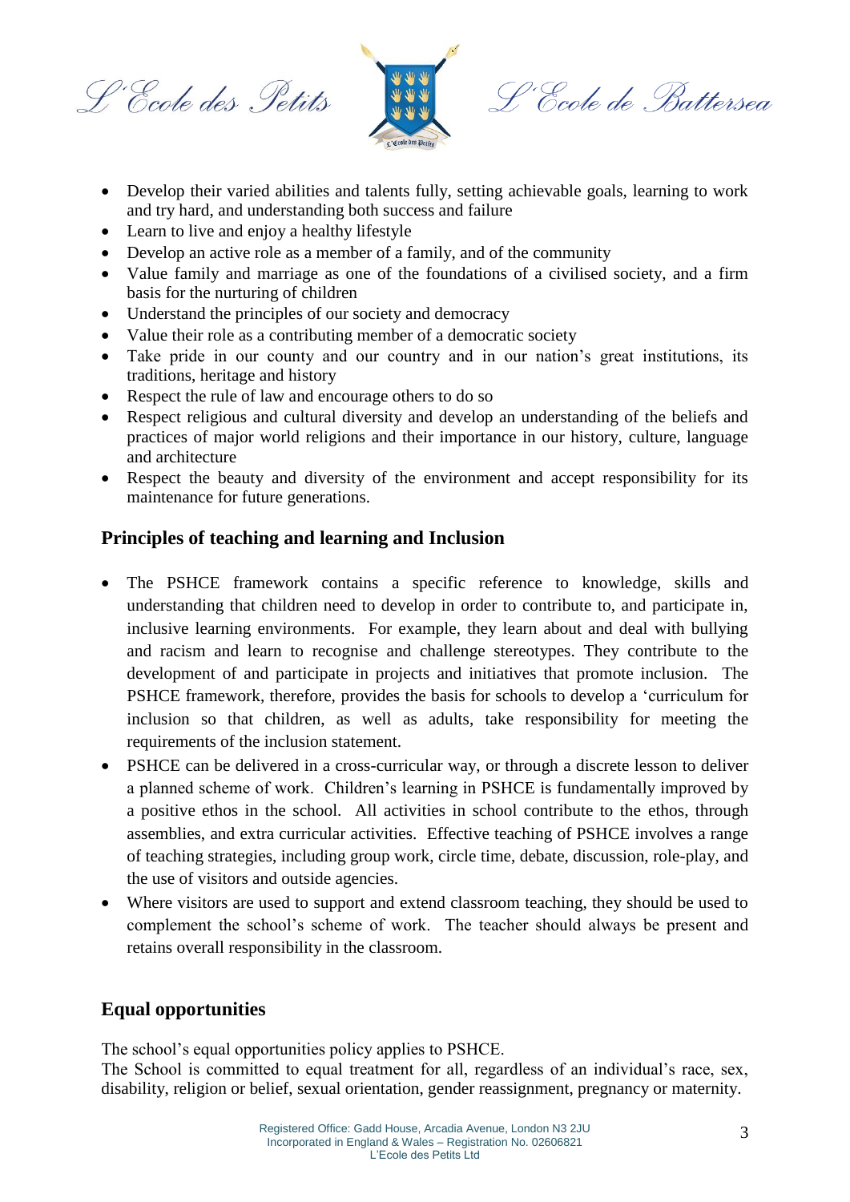- Develop their varied abilities and talents fully, setting achievable goals, learning to work and try hard, and understanding both success and failure
- Learn to live and enjoy a healthy lifestyle
- Develop an active role as a member of a family, and of the community
- Value family and marriage as one of the foundations of a civilised society, and a firm basis for the nurturing of children
- Understand the principles of our society and democracy
- Value their role as a contributing member of a democratic society
- Take pride in our county and our country and in our nation's great institutions, its traditions, heritage and history
- Respect the rule of law and encourage others to do so
- Respect religious and cultural diversity and develop an understanding of the beliefs and practices of major world religions and their importance in our history, culture, language and architecture
- Respect the beauty and diversity of the environment and accept responsibility for its maintenance for future generations.

## Principles of teaching and learning and Inclusion

- The PSHCE framework contains a specific reference to knowledge, skills and understanding that children need to develop in order to contribute to, and participate in, inclusive learning environments. For example, they learn about and deal with bullying and racism and learn to recognise and challenge stereotypes. They contribute to the development of and participate in projects and initiatives that promote inclusion. The PSHCE framework, therefore, provides the basis for schools to develop a 'curriculum for inclusion so that children, as well as adults, take responsibility for meeting the requirements of the inclusion statement.
- PSHCE can be delivered in a cross-curricular way, or through a discrete lesson to deliver a planned scheme of work. Children's learning in PSHCE is fundamentally improved by a positive ethos in the school. All activities in school contribute to the ethos, through assemblies, and extra curricular activities. Effective teaching of PSHCE involves a range of teaching strategies, including group work, circle time, debate, discussion, role-play, and the use of visitors and outside agencies.
- Where visitors are used to support and extend classroom teaching, they should be used to complement the school's scheme of work. The teacher should always be present and retains overall responsibility in the classroom.

## Equal opportunities

The school's equal opportunities policy applies to PSHCE.
The School is committed to equal treatment for all, regardless of an individual's race, sex, disability, religion or belief, sexual orientation, gender reassignment, pregnancy or maternity.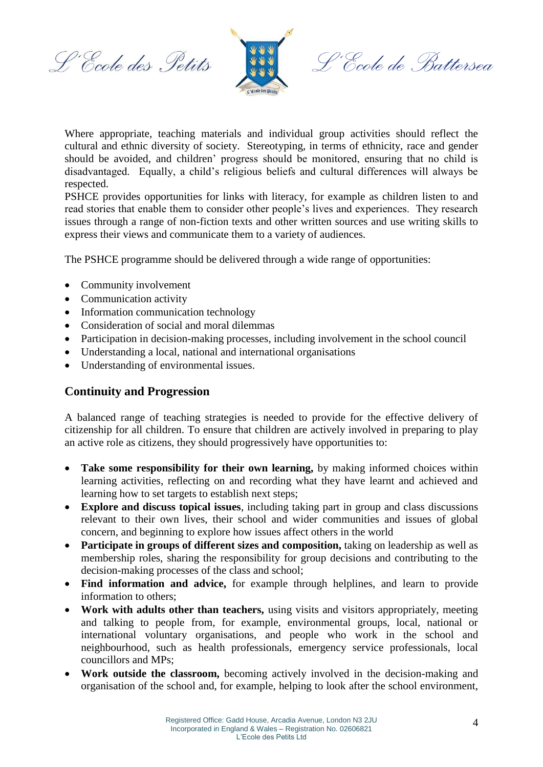Where appropriate, teaching materials and individual group activities should reflect the cultural and ethnic diversity of society. Stereotyping, in terms of ethnicity, race and gender should be avoided, and children' progress should be monitored, ensuring that no child is disadvantaged. Equally, a child's religious beliefs and cultural differences will always be respected.

PSHCE provides opportunities for links with literacy, for example as children listen to and read stories that enable them to consider other people's lives and experiences. They research issues through a range of non-fiction texts and other written sources and use writing skills to express their views and communicate them to a variety of audiences.

The PSHCE programme should be delivered through a wide range of opportunities:

- Community involvement
- Communication activity
- Information communication technology
- Consideration of social and moral dilemmas
- Participation in decision-making processes, including involvement in the school council
- Understanding a local, national and international organisations
- Understanding of environmental issues.

## Continuity and Progression

A balanced range of teaching strategies is needed to provide for the effective delivery of citizenship for all children. To ensure that children are actively involved in preparing to play an active role as citizens, they should progressively have opportunities to:

- **Take some responsibility for their own learning,** by making informed choices within learning activities, reflecting on and recording what they have learnt and achieved and learning how to set targets to establish next steps;
- **Explore and discuss topical issues**, including taking part in group and class discussions relevant to their own lives, their school and wider communities and issues of global concern, and beginning to explore how issues affect others in the world
- **Participate in groups of different sizes and composition,** taking on leadership as well as membership roles, sharing the responsibility for group decisions and contributing to the decision-making processes of the class and school;
- **Find information and advice,** for example through helplines, and learn to provide information to others;
- **Work with adults other than teachers,** using visits and visitors appropriately, meeting and talking to people from, for example, environmental groups, local, national or international voluntary organisations, and people who work in the school and neighbourhood, such as health professionals, emergency service professionals, local councillors and MPs;
- **Work outside the classroom,** becoming actively involved in the decision-making and organisation of the school and, for example, helping to look after the school environment,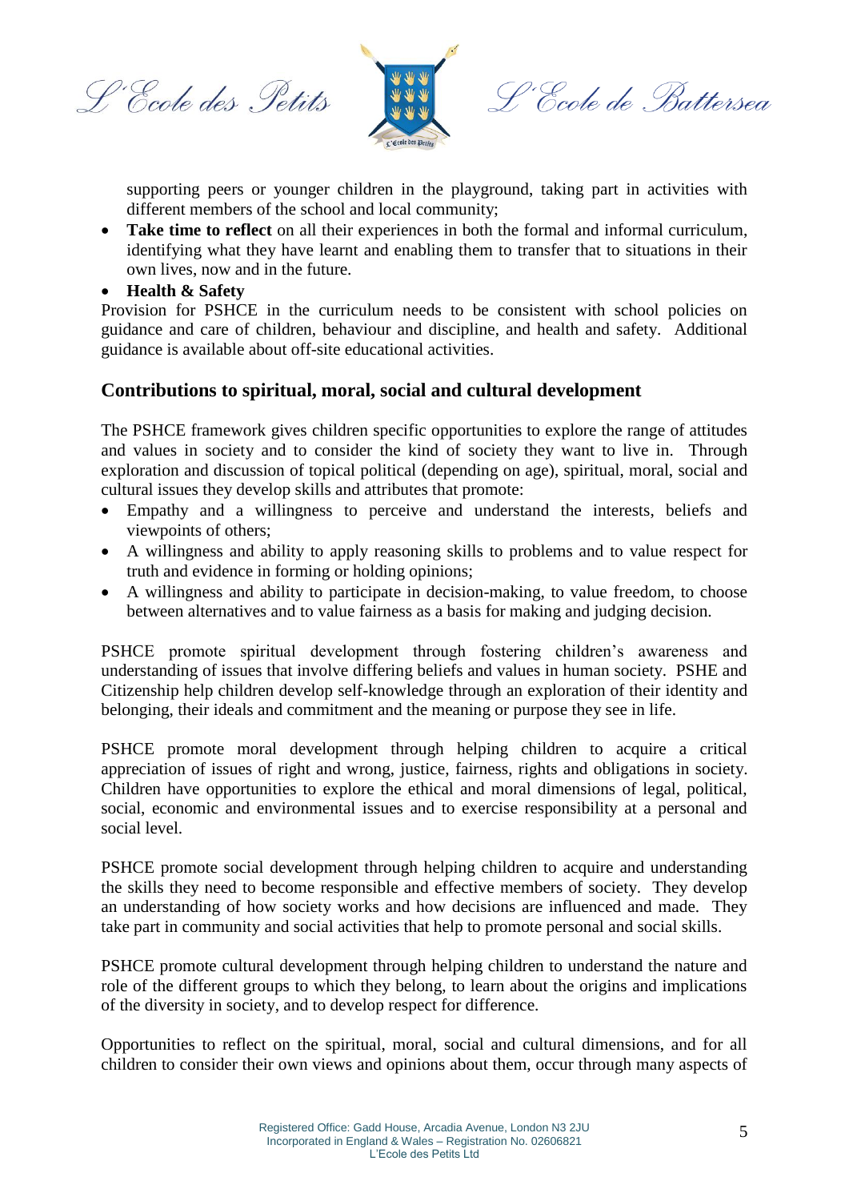supporting peers or younger children in the playground, taking part in activities with different members of the school and local community;

- **Take time to reflect** on all their experiences in both the formal and informal curriculum, identifying what they have learnt and enabling them to transfer that to situations in their own lives, now and in the future.
- **Health & Safety**

Provision for PSHCE in the curriculum needs to be consistent with school policies on guidance and care of children, behaviour and discipline, and health and safety. Additional guidance is available about off-site educational activities.

## Contributions to spiritual, moral, social and cultural development

The PSHCE framework gives children specific opportunities to explore the range of attitudes and values in society and to consider the kind of society they want to live in. Through exploration and discussion of topical political (depending on age), spiritual, moral, social and cultural issues they develop skills and attributes that promote:

- Empathy and a willingness to perceive and understand the interests, beliefs and viewpoints of others;
- A willingness and ability to apply reasoning skills to problems and to value respect for truth and evidence in forming or holding opinions;
- A willingness and ability to participate in decision-making, to value freedom, to choose between alternatives and to value fairness as a basis for making and judging decision.

PSHCE promote spiritual development through fostering children's awareness and understanding of issues that involve differing beliefs and values in human society. PSHE and Citizenship help children develop self-knowledge through an exploration of their identity and belonging, their ideals and commitment and the meaning or purpose they see in life.

PSHCE promote moral development through helping children to acquire a critical appreciation of issues of right and wrong, justice, fairness, rights and obligations in society. Children have opportunities to explore the ethical and moral dimensions of legal, political, social, economic and environmental issues and to exercise responsibility at a personal and social level.

PSHCE promote social development through helping children to acquire and understanding the skills they need to become responsible and effective members of society. They develop an understanding of how society works and how decisions are influenced and made. They take part in community and social activities that help to promote personal and social skills.

PSHCE promote cultural development through helping children to understand the nature and role of the different groups to which they belong, to learn about the origins and implications of the diversity in society, and to develop respect for difference.

Opportunities to reflect on the spiritual, moral, social and cultural dimensions, and for all children to consider their own views and opinions about them, occur through many aspects of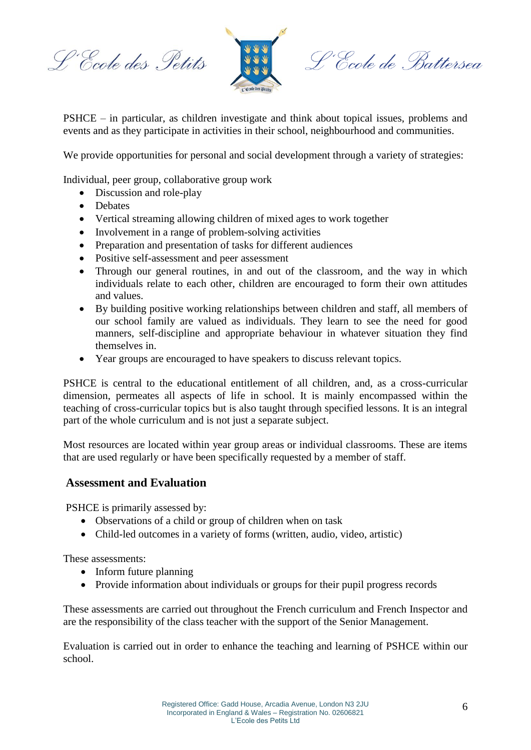PSHCE – in particular, as children investigate and think about topical issues, problems and events and as they participate in activities in their school, neighbourhood and communities.

We provide opportunities for personal and social development through a variety of strategies:

Individual, peer group, collaborative group work

- Discussion and role-play
- Debates
- Vertical streaming allowing children of mixed ages to work together
- Involvement in a range of problem-solving activities
- Preparation and presentation of tasks for different audiences
- Positive self-assessment and peer assessment
- Through our general routines, in and out of the classroom, and the way in which individuals relate to each other, children are encouraged to form their own attitudes and values.
- By building positive working relationships between children and staff, all members of our school family are valued as individuals. They learn to see the need for good manners, self-discipline and appropriate behaviour in whatever situation they find themselves in.
- Year groups are encouraged to have speakers to discuss relevant topics.

PSHCE is central to the educational entitlement of all children, and, as a cross-curricular dimension, permeates all aspects of life in school. It is mainly encompassed within the teaching of cross-curricular topics but is also taught through specified lessons. It is an integral part of the whole curriculum and is not just a separate subject.

Most resources are located within year group areas or individual classrooms. These are items that are used regularly or have been specifically requested by a member of staff.

## Assessment and Evaluation

PSHCE is primarily assessed by:

- Observations of a child or group of children when on task
- Child-led outcomes in a variety of forms (written, audio, video, artistic)

These assessments:

- Inform future planning
- Provide information about individuals or groups for their pupil progress records

These assessments are carried out throughout the French curriculum and French Inspector and are the responsibility of the class teacher with the support of the Senior Management.

Evaluation is carried out in order to enhance the teaching and learning of PSHCE within our school.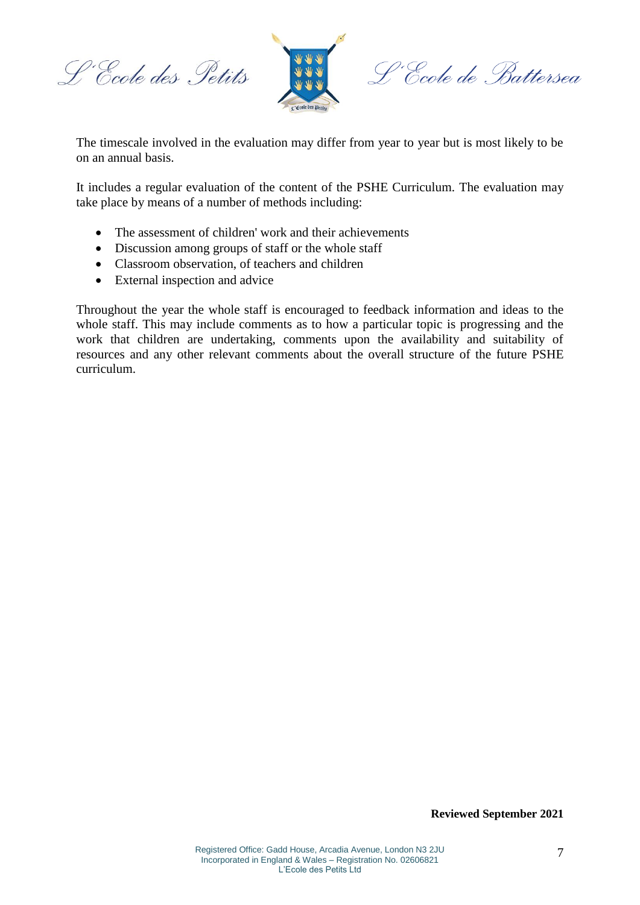The timescale involved in the evaluation may differ from year to year but is most likely to be on an annual basis.

It includes a regular evaluation of the content of the PSHE Curriculum. The evaluation may take place by means of a number of methods including:

- The assessment of children' work and their achievements
- Discussion among groups of staff or the whole staff
- Classroom observation, of teachers and children
- External inspection and advice

Throughout the year the whole staff is encouraged to feedback information and ideas to the whole staff. This may include comments as to how a particular topic is progressing and the work that children are undertaking, comments upon the availability and suitability of resources and any other relevant comments about the overall structure of the future PSHE curriculum.

**Reviewed September 2021**